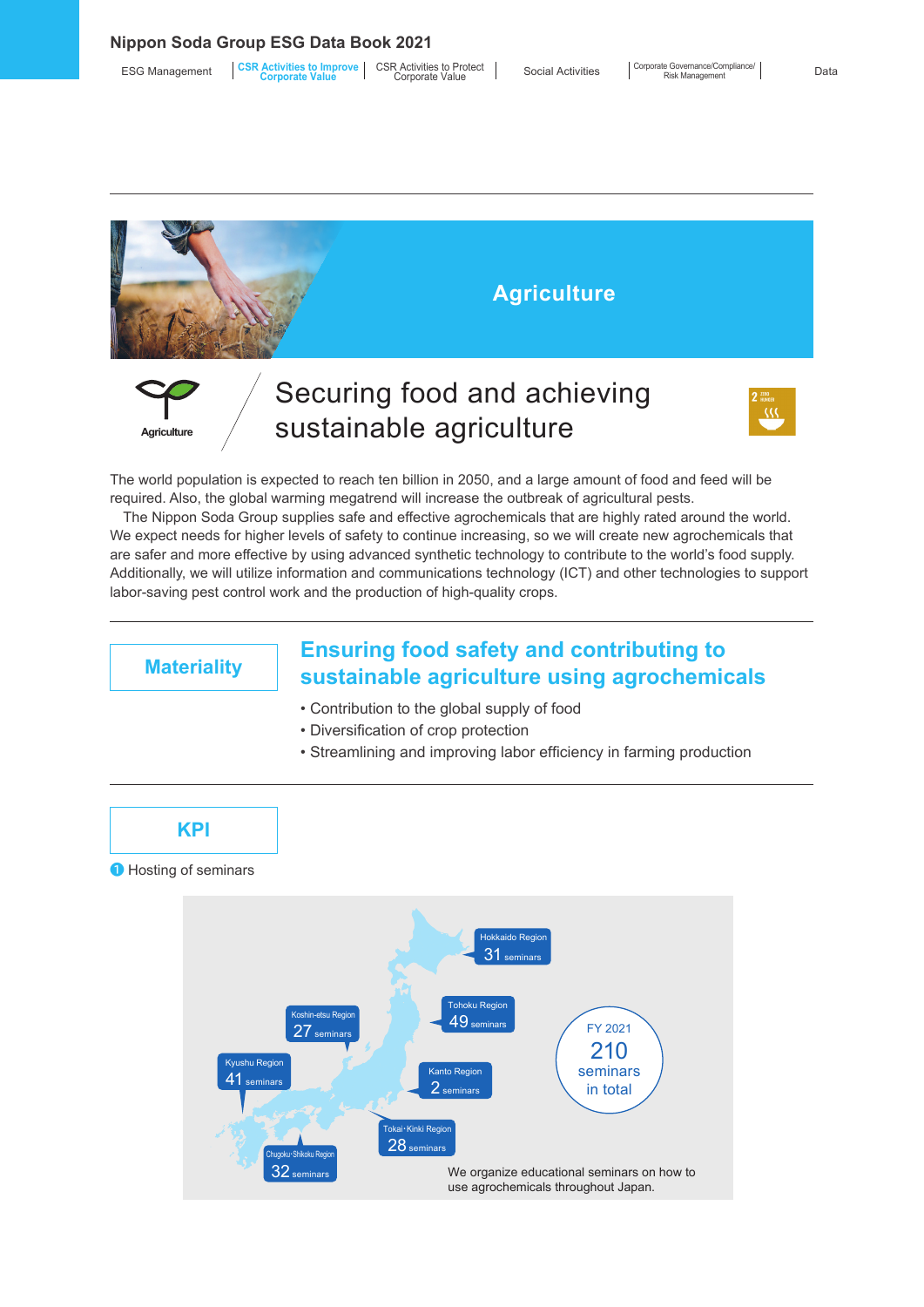# Agriculture

Agriculture

## Securing food and achieving sustainable agriculture

The world population is expected to reach ten billion in 2050, and a large amount of food and feed will be required. Also, the global warming megatrend will increase the outbreak of agricultural pests.

The Nippon Soda Group supplies safe and effective agrochemicals that are highly rated around the world. We expect needs for higher levels of safety to continue increasing, so we will create new agrochemicals that are safer and more effective by using advanced synthetic technology to contribute to the world's food supply. Additionally, we will utilize information and communications technology (ICT) and other technologies to support labor-saving pest control work and the production of high-quality crops.

### Materiality

**Ensuring food safety and contributing to sustainable agriculture using agrochemicals**

- Contribution to the global supply of food
- Diversification of crop protection
- Streamlining and improving labor efficiency in farming production

### KPI

1 Hosting of seminars

| Region | Seminars |
| --- | --- |
| Hokkaido Region | 31 seminars |
| Tohoku Region | 49 seminars |
| Koshin-etsu Region | 27 seminars |
| Kanto Region | 2 seminars |
| Kyushu Region | 41 seminars |
| Tokai・Kinki Region | 28 seminars |
| Chugoku・Shikoku Region | 32 seminars |

FY 2021: 210 seminars in total

We organize educational seminars on how to use agrochemicals throughout Japan.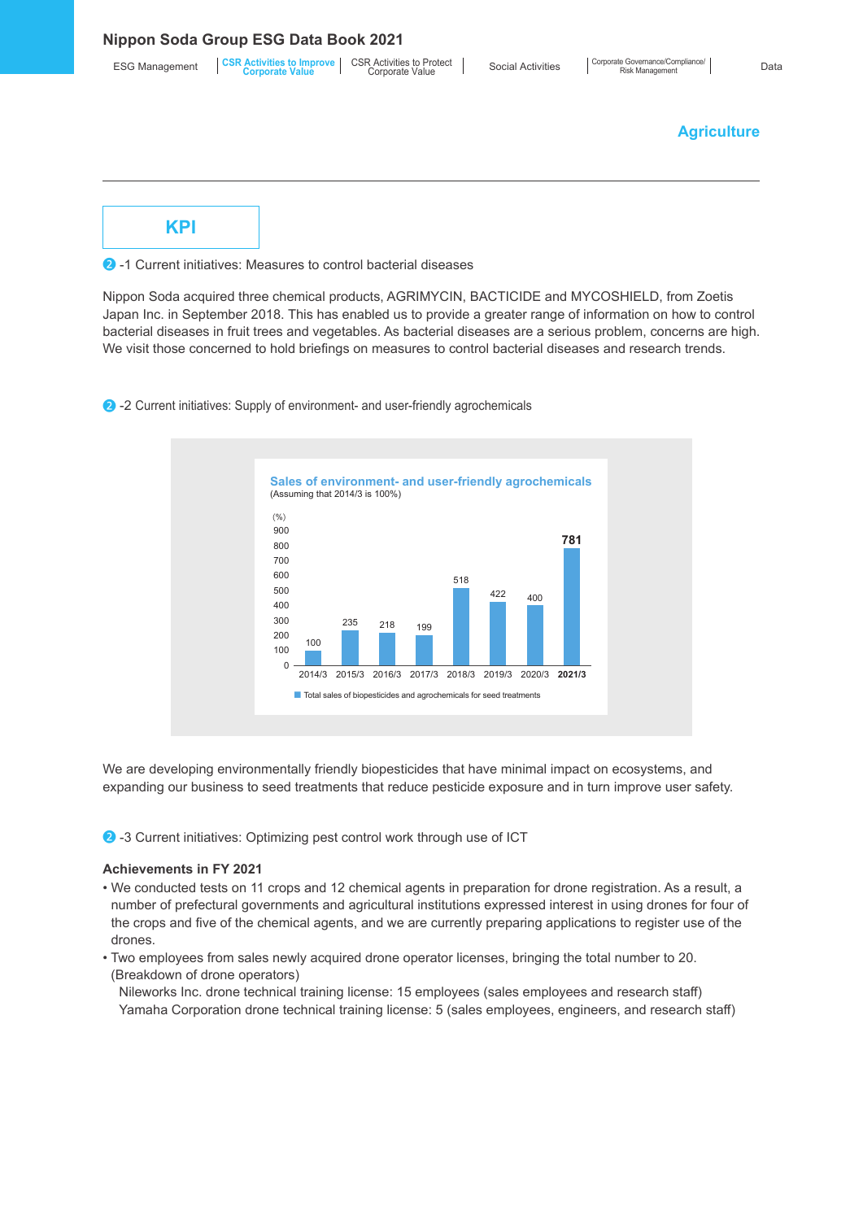## Agriculture

### KPI

❷ -1 Current initiatives: Measures to control bacterial diseases

Nippon Soda acquired three chemical products, AGRIMYCIN, BACTICIDE and MYCOSHIELD, from Zoetis Japan Inc. in September 2018. This has enabled us to provide a greater range of information on how to control bacterial diseases in fruit trees and vegetables. As bacterial diseases are a serious problem, concerns are high. We visit those concerned to hold briefings on measures to control bacterial diseases and research trends.

❷ -2 Current initiatives: Supply of environment- and user-friendly agrochemicals

Sales of environment- and user-friendly agrochemicals
(Assuming that 2014/3 is 100%)

(%)
900
800
700
600
500
400
300
200
100
0

100
235
218
199
518
422
400
781

2014/3 2015/3 2016/3 2017/3 2018/3 2019/3 2020/3 2021/3

Total sales of biopesticides and agrochemicals for seed treatments

We are developing environmentally friendly biopesticides that have minimal impact on ecosystems, and expanding our business to seed treatments that reduce pesticide exposure and in turn improve user safety.

❷ -3 Current initiatives: Optimizing pest control work through use of ICT

**Achievements in FY 2021**

- We conducted tests on 11 crops and 12 chemical agents in preparation for drone registration. As a result, a number of prefectural governments and agricultural institutions expressed interest in using drones for four of the crops and five of the chemical agents, and we are currently preparing applications to register use of the drones.
- Two employees from sales newly acquired drone operator licenses, bringing the total number to 20. (Breakdown of drone operators)
  Nileworks Inc. drone technical training license: 15 employees (sales employees and research staff)
  Yamaha Corporation drone technical training license: 5 (sales employees, engineers, and research staff)